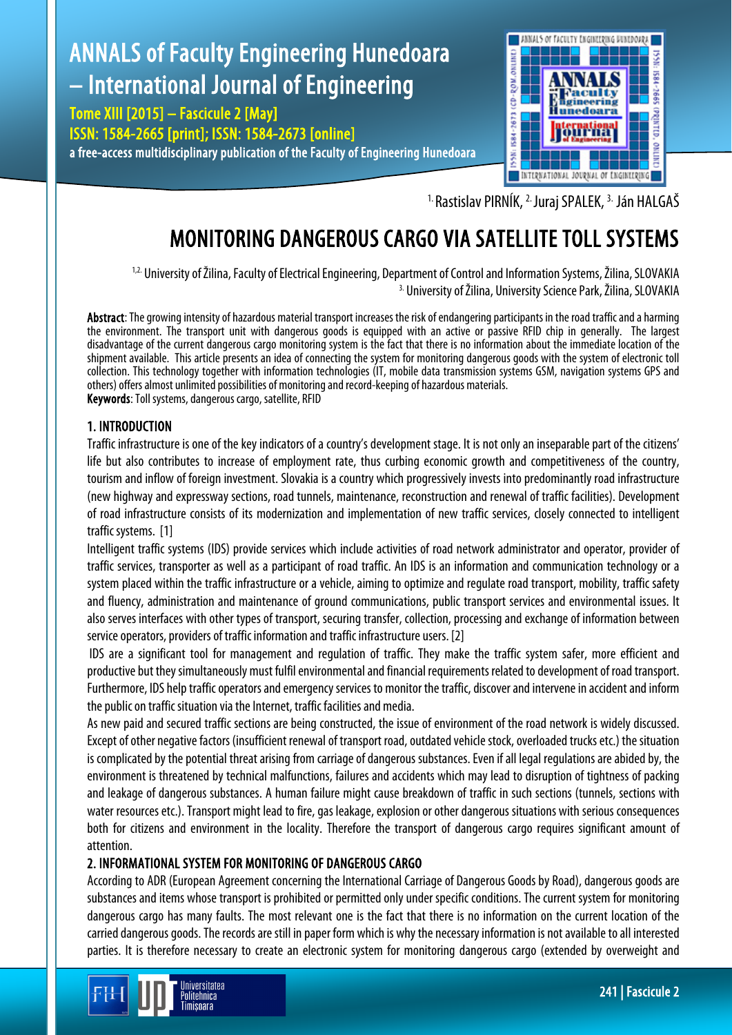[1.] Rastislav PIRNÍK, [2.] Juraj SPALEK, [3.] Ján HALGAŠ

# MONITORING DANGEROUS CARGO VIA SATELLITE TOLL SYSTEMS

[1,2.] University of Žilina, Faculty of Electrical Engineering, Department of Control and Information Systems, Žilina, SLOVAKIA
[3.] University of Žilina, University Science Park, Žilina, SLOVAKIA

**Abstract**: The growing intensity of hazardous material transport increases the risk of endangering participants in the road traffic and a harming the environment. The transport unit with dangerous goods is equipped with an active or passive RFID chip in generally. The largest disadvantage of the current dangerous cargo monitoring system is the fact that there is no information about the immediate location of the shipment available. This article presents an idea of connecting the system for monitoring dangerous goods with the system of electronic toll collection. This technology together with information technologies (IT, mobile data transmission systems GSM, navigation systems GPS and others) offers almost unlimited possibilities of monitoring and record-keeping of hazardous materials.

**Keywords**: Toll systems, dangerous cargo, satellite, RFID

## 1. INTRODUCTION

Traffic infrastructure is one of the key indicators of a country's development stage. It is not only an inseparable part of the citizens' life but also contributes to increase of employment rate, thus curbing economic growth and competitiveness of the country, tourism and inflow of foreign investment. Slovakia is a country which progressively invests into predominantly road infrastructure (new highway and expressway sections, road tunnels, maintenance, reconstruction and renewal of traffic facilities). Development of road infrastructure consists of its modernization and implementation of new traffic services, closely connected to intelligent traffic systems. [1]

Intelligent traffic systems (IDS) provide services which include activities of road network administrator and operator, provider of traffic services, transporter as well as a participant of road traffic. An IDS is an information and communication technology or a system placed within the traffic infrastructure or a vehicle, aiming to optimize and regulate road transport, mobility, traffic safety and fluency, administration and maintenance of ground communications, public transport services and environmental issues. It also serves interfaces with other types of transport, securing transfer, collection, processing and exchange of information between service operators, providers of traffic information and traffic infrastructure users. [2]

IDS are a significant tool for management and regulation of traffic. They make the traffic system safer, more efficient and productive but they simultaneously must fulfil environmental and financial requirements related to development of road transport. Furthermore, IDS help traffic operators and emergency services to monitor the traffic, discover and intervene in accident and inform the public on traffic situation via the Internet, traffic facilities and media.

As new paid and secured traffic sections are being constructed, the issue of environment of the road network is widely discussed. Except of other negative factors (insufficient renewal of transport road, outdated vehicle stock, overloaded trucks etc.) the situation is complicated by the potential threat arising from carriage of dangerous substances. Even if all legal regulations are abided by, the environment is threatened by technical malfunctions, failures and accidents which may lead to disruption of tightness of packing and leakage of dangerous substances. A human failure might cause breakdown of traffic in such sections (tunnels, sections with water resources etc.). Transport might lead to fire, gas leakage, explosion or other dangerous situations with serious consequences both for citizens and environment in the locality. Therefore the transport of dangerous cargo requires significant amount of attention.

## 2. INFORMATIONAL SYSTEM FOR MONITORING OF DANGEROUS CARGO

According to ADR (European Agreement concerning the International Carriage of Dangerous Goods by Road), dangerous goods are substances and items whose transport is prohibited or permitted only under specific conditions. The current system for monitoring dangerous cargo has many faults. The most relevant one is the fact that there is no information on the current location of the carried dangerous goods. The records are still in paper form which is why the necessary information is not available to all interested parties. It is therefore necessary to create an electronic system for monitoring dangerous cargo (extended by overweight and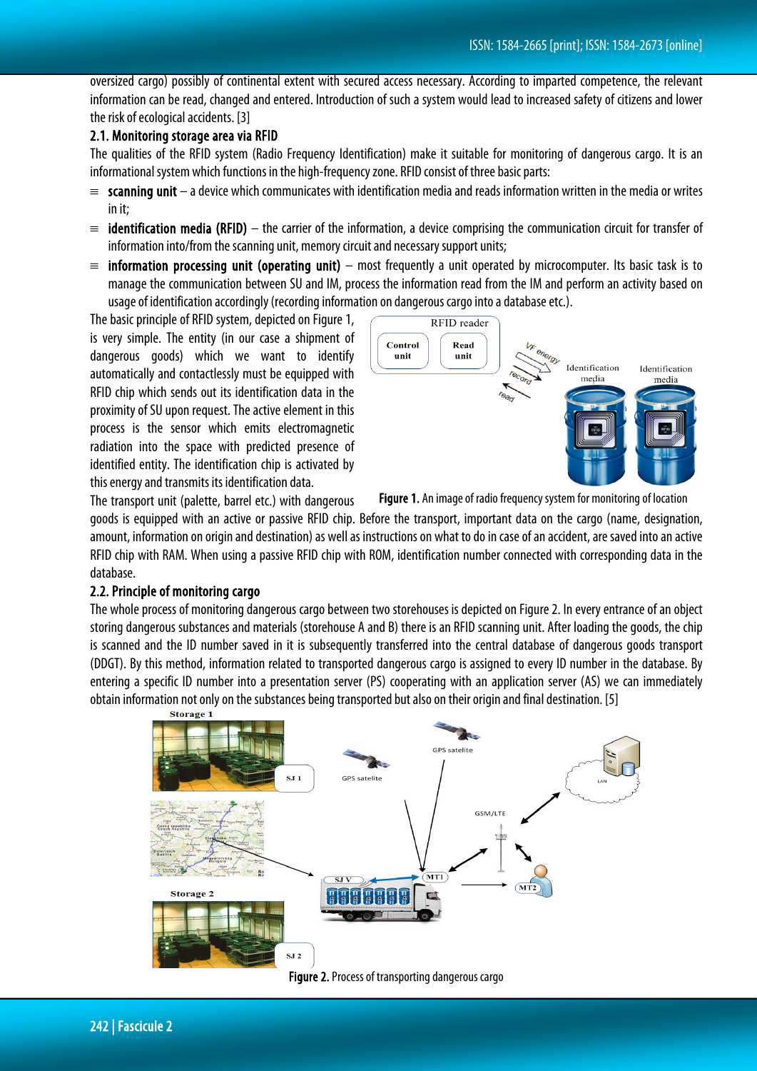oversized cargo) possibly of continental extent with secured access necessary. According to imparted competence, the relevant information can be read, changed and entered. Introduction of such a system would lead to increased safety of citizens and lower the risk of ecological accidents. [3]

## 2.1. Monitoring storage area via RFID

The qualities of the RFID system (Radio Frequency Identification) make it suitable for monitoring of dangerous cargo. It is an informational system which functions in the high-frequency zone. RFID consist of three basic parts:

- **scanning unit** – a device which communicates with identification media and reads information written in the media or writes in it;
- **identification media (RFID)** – the carrier of the information, a device comprising the communication circuit for transfer of information into/from the scanning unit, memory circuit and necessary support units;
- **information processing unit (operating unit)** – most frequently a unit operated by microcomputer. Its basic task is to manage the communication between SU and IM, process the information read from the IM and perform an activity based on usage of identification accordingly (recording information on dangerous cargo into a database etc.).

The basic principle of RFID system, depicted on Figure 1, is very simple. The entity (in our case a shipment of dangerous goods) which we want to identify automatically and contactlessly must be equipped with RFID chip which sends out its identification data in the proximity of SU upon request. The active element in this process is the sensor which emits electromagnetic radiation into the space with predicted presence of identified entity. The identification chip is activated by this energy and transmits its identification data.

**Figure 1.** An image of radio frequency system for monitoring of location

The transport unit (palette, barrel etc.) with dangerous goods is equipped with an active or passive RFID chip. Before the transport, important data on the cargo (name, designation, amount, information on origin and destination) as well as instructions on what to do in case of an accident, are saved into an active RFID chip with RAM. When using a passive RFID chip with ROM, identification number connected with corresponding data in the database.

## 2.2. Principle of monitoring cargo

The whole process of monitoring dangerous cargo between two storehouses is depicted on Figure 2. In every entrance of an object storing dangerous substances and materials (storehouse A and B) there is an RFID scanning unit. After loading the goods, the chip is scanned and the ID number saved in it is subsequently transferred into the central database of dangerous goods transport (DDGT). By this method, information related to transported dangerous cargo is assigned to every ID number in the database. By entering a specific ID number into a presentation server (PS) cooperating with an application server (AS) we can immediately obtain information not only on the substances being transported but also on their origin and final destination. [5]

**Figure 2.** Process of transporting dangerous cargo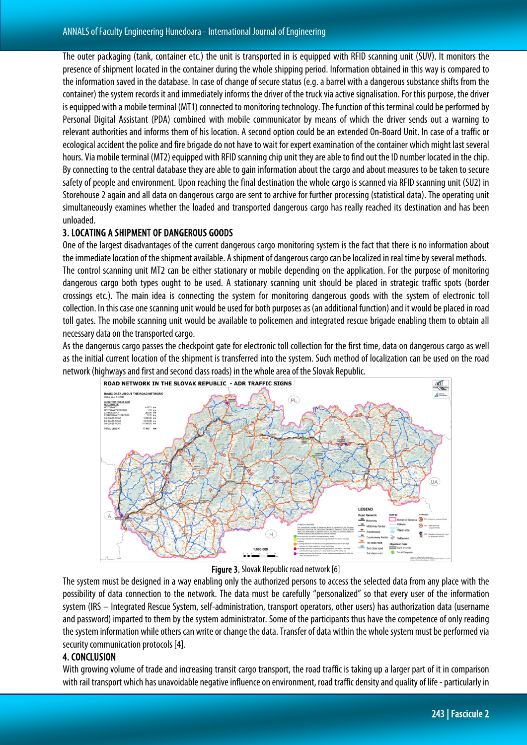The outer packaging (tank, container etc.) the unit is transported in is equipped with RFID scanning unit (SUV). It monitors the presence of shipment located in the container during the whole shipping period. Information obtained in this way is compared to the information saved in the database. In case of change of secure status (e.g. a barrel with a dangerous substance shifts from the container) the system records it and immediately informs the driver of the truck via active signalisation. For this purpose, the driver is equipped with a mobile terminal (MT1) connected to monitoring technology. The function of this terminal could be performed by Personal Digital Assistant (PDA) combined with mobile communicator by means of which the driver sends out a warning to relevant authorities and informs them of his location. A second option could be an extended On-Board Unit. In case of a traffic or ecological accident the police and fire brigade do not have to wait for expert examination of the container which might last several hours. Via mobile terminal (MT2) equipped with RFID scanning chip unit they are able to find out the ID number located in the chip. By connecting to the central database they are able to gain information about the cargo and about measures to be taken to secure safety of people and environment. Upon reaching the final destination the whole cargo is scanned via RFID scanning unit (SU2) in Storehouse 2 again and all data on dangerous cargo are sent to archive for further processing (statistical data). The operating unit simultaneously examines whether the loaded and transported dangerous cargo has really reached its destination and has been unloaded.

## 3. LOCATING A SHIPMENT OF DANGEROUS GOODS

One of the largest disadvantages of the current dangerous cargo monitoring system is the fact that there is no information about the immediate location of the shipment available. A shipment of dangerous cargo can be localized in real time by several methods.

The control scanning unit MT2 can be either stationary or mobile depending on the application. For the purpose of monitoring dangerous cargo both types ought to be used. A stationary scanning unit should be placed in strategic traffic spots (border crossings etc.). The main idea is connecting the system for monitoring dangerous goods with the system of electronic toll collection. In this case one scanning unit would be used for both purposes as (an additional function) and it would be placed in road toll gates. The mobile scanning unit would be available to policemen and integrated rescue brigade enabling them to obtain all necessary data on the transported cargo.

As the dangerous cargo passes the checkpoint gate for electronic toll collection for the first time, data on dangerous cargo as well as the initial current location of the shipment is transferred into the system. Such method of localization can be used on the road network (highways and first and second class roads) in the whole area of the Slovak Republic.

**Figure 3.** Slovak Republic road network [6]

The system must be designed in a way enabling only the authorized persons to access the selected data from any place with the possibility of data connection to the network. The data must be carefully "personalized" so that every user of the information system (IRS – Integrated Rescue System, self-administration, transport operators, other users) has authorization data (username and password) imparted to them by the system administrator. Some of the participants thus have the competence of only reading the system information while others can write or change the data. Transfer of data within the whole system must be performed via security communication protocols [4].

## 4. CONCLUSION

With growing volume of trade and increasing transit cargo transport, the road traffic is taking up a larger part of it in comparison with rail transport which has unavoidable negative influence on environment, road traffic density and quality of life - particularly in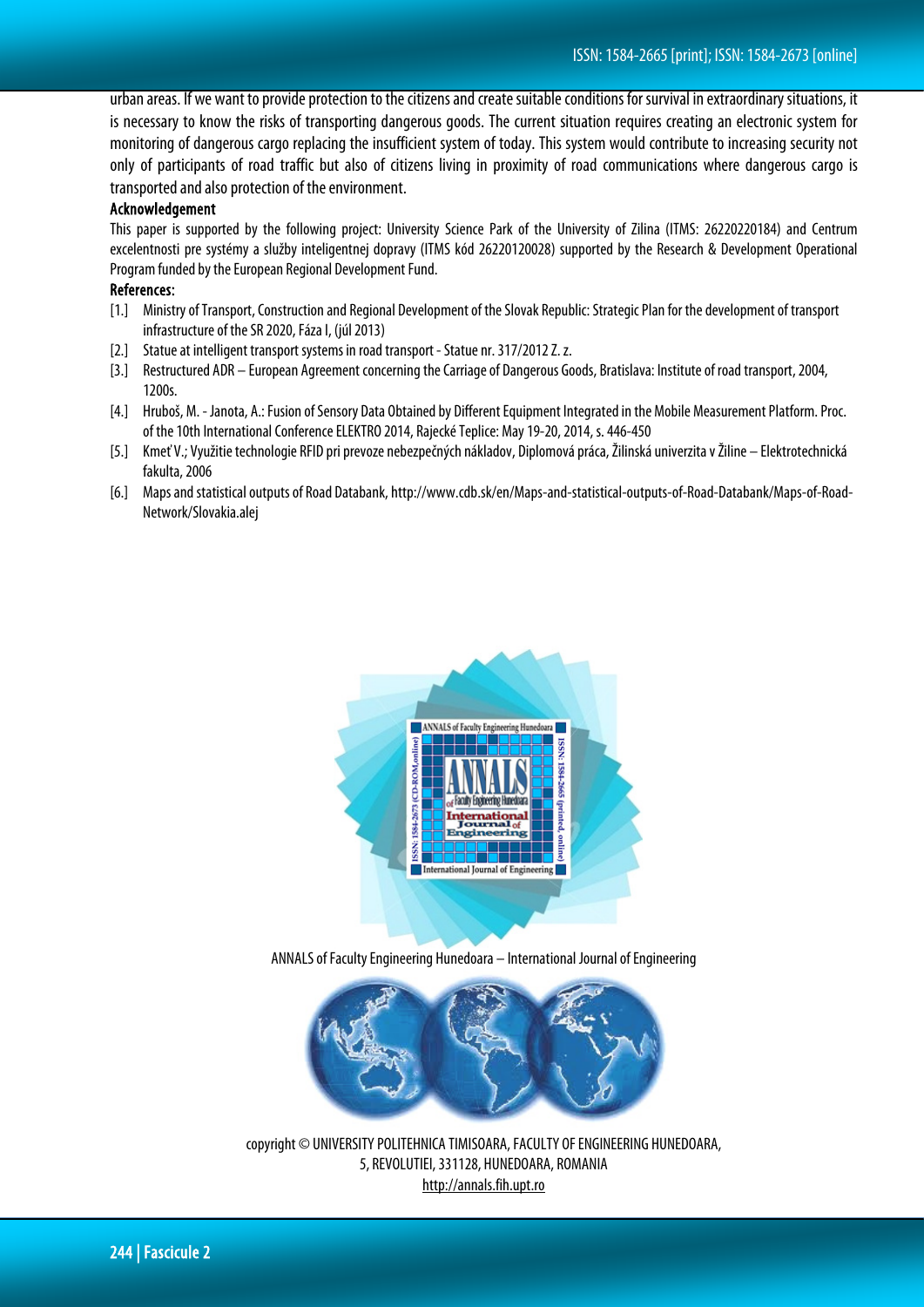urban areas. If we want to provide protection to the citizens and create suitable conditions for survival in extraordinary situations, it is necessary to know the risks of transporting dangerous goods. The current situation requires creating an electronic system for monitoring of dangerous cargo replacing the insufficient system of today. This system would contribute to increasing security not only of participants of road traffic but also of citizens living in proximity of road communications where dangerous cargo is transported and also protection of the environment.

## Acknowledgement

This paper is supported by the following project: University Science Park of the University of Zilina (ITMS: 26220220184) and Centrum excelentnosti pre systémy a služby inteligentnej dopravy (ITMS kód 26220120028) supported by the Research & Development Operational Program funded by the European Regional Development Fund.

## References:

[1.] Ministry of Transport, Construction and Regional Development of the Slovak Republic: Strategic Plan for the development of transport infrastructure of the SR 2020, Fáza I, (júl 2013)

[2.] Statue at intelligent transport systems in road transport - Statue nr. 317/2012 Z. z.

[3.] Restructured ADR – European Agreement concerning the Carriage of Dangerous Goods, Bratislava: Institute of road transport, 2004, 1200s.

[4.] Hruboš, M. - Janota, A.: Fusion of Sensory Data Obtained by Different Equipment Integrated in the Mobile Measurement Platform. Proc. of the 10th International Conference ELEKTRO 2014, Rajecké Teplice: May 19-20, 2014, s. 446-450

[5.] Kmeť V.; Využitie technologie RFID pri prevoze nebezpečných nákladov, Diplomová práca, Žilinská univerzita v Žiline – Elektrotechnická fakulta, 2006

[6.] Maps and statistical outputs of Road Databank, http://www.cdb.sk/en/Maps-and-statistical-outputs-of-Road-Databank/Maps-of-Road-Network/Slovakia.alej

ANNALS of Faculty Engineering Hunedoara – International Journal of Engineering

copyright © UNIVERSITY POLITEHNICA TIMISOARA, FACULTY OF ENGINEERING HUNEDOARA, 5, REVOLUTIEI, 331128, HUNEDOARA, ROMANIA
http://annals.fih.upt.ro